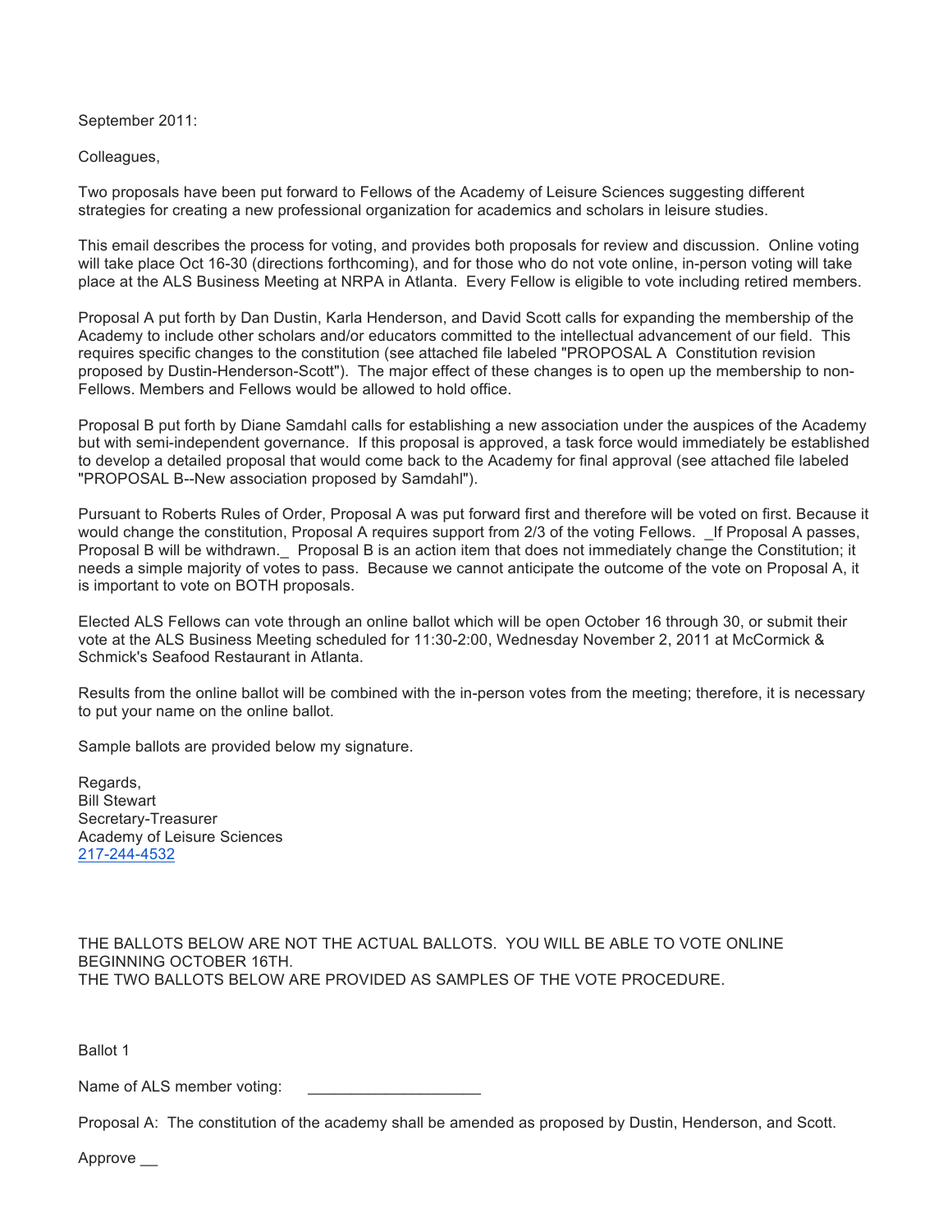September 2011:

Colleagues,

Two proposals have been put forward to Fellows of the Academy of Leisure Sciences suggesting different strategies for creating a new professional organization for academics and scholars in leisure studies.

This email describes the process for voting, and provides both proposals for review and discussion. Online voting will take place Oct 16-30 (directions forthcoming), and for those who do not vote online, in-person voting will take place at the ALS Business Meeting at NRPA in Atlanta. Every Fellow is eligible to vote including retired members.

Proposal A put forth by Dan Dustin, Karla Henderson, and David Scott calls for expanding the membership of the Academy to include other scholars and/or educators committed to the intellectual advancement of our field. This requires specific changes to the constitution (see attached file labeled "PROPOSAL A Constitution revision proposed by Dustin-Henderson-Scott"). The major effect of these changes is to open up the membership to non-Fellows. Members and Fellows would be allowed to hold office.

Proposal B put forth by Diane Samdahl calls for establishing a new association under the auspices of the Academy but with semi-independent governance. If this proposal is approved, a task force would immediately be established to develop a detailed proposal that would come back to the Academy for final approval (see attached file labeled "PROPOSAL B--New association proposed by Samdahl").

Pursuant to Roberts Rules of Order, Proposal A was put forward first and therefore will be voted on first. Because it would change the constitution, Proposal A requires support from 2/3 of the voting Fellows. _If Proposal A passes, Proposal B will be withdrawn._ Proposal B is an action item that does not immediately change the Constitution; it needs a simple majority of votes to pass. Because we cannot anticipate the outcome of the vote on Proposal A, it is important to vote on BOTH proposals.

Elected ALS Fellows can vote through an online ballot which will be open October 16 through 30, or submit their vote at the ALS Business Meeting scheduled for 11:30-2:00, Wednesday November 2, 2011 at McCormick & Schmick's Seafood Restaurant in Atlanta.

Results from the online ballot will be combined with the in-person votes from the meeting; therefore, it is necessary to put your name on the online ballot.

Sample ballots are provided below my signature.

Regards,
Bill Stewart
Secretary-Treasurer
Academy of Leisure Sciences
217-244-4532

THE BALLOTS BELOW ARE NOT THE ACTUAL BALLOTS. YOU WILL BE ABLE TO VOTE ONLINE BEGINNING OCTOBER 16TH.
THE TWO BALLOTS BELOW ARE PROVIDED AS SAMPLES OF THE VOTE PROCEDURE.

Ballot 1

Name of ALS member voting: ____________________

Proposal A: The constitution of the academy shall be amended as proposed by Dustin, Henderson, and Scott.

Approve __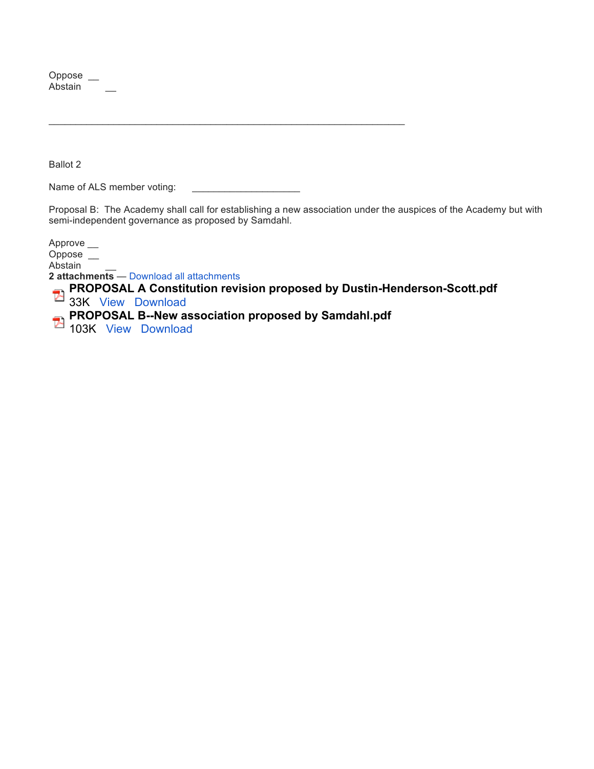Oppose __
Abstain __

______________________________________________________________

Ballot 2

Name of ALS member voting: ____________________

Proposal B: The Academy shall call for establishing a new association under the auspices of the Academy but with semi-independent governance as proposed by Samdahl.

Approve __
Oppose __
Abstain __

**2 attachments** — Download all attachments

**PROPOSAL A Constitution revision proposed by Dustin-Henderson-Scott.pdf**
33K View Download

**PROPOSAL B--New association proposed by Samdahl.pdf**
103K View Download